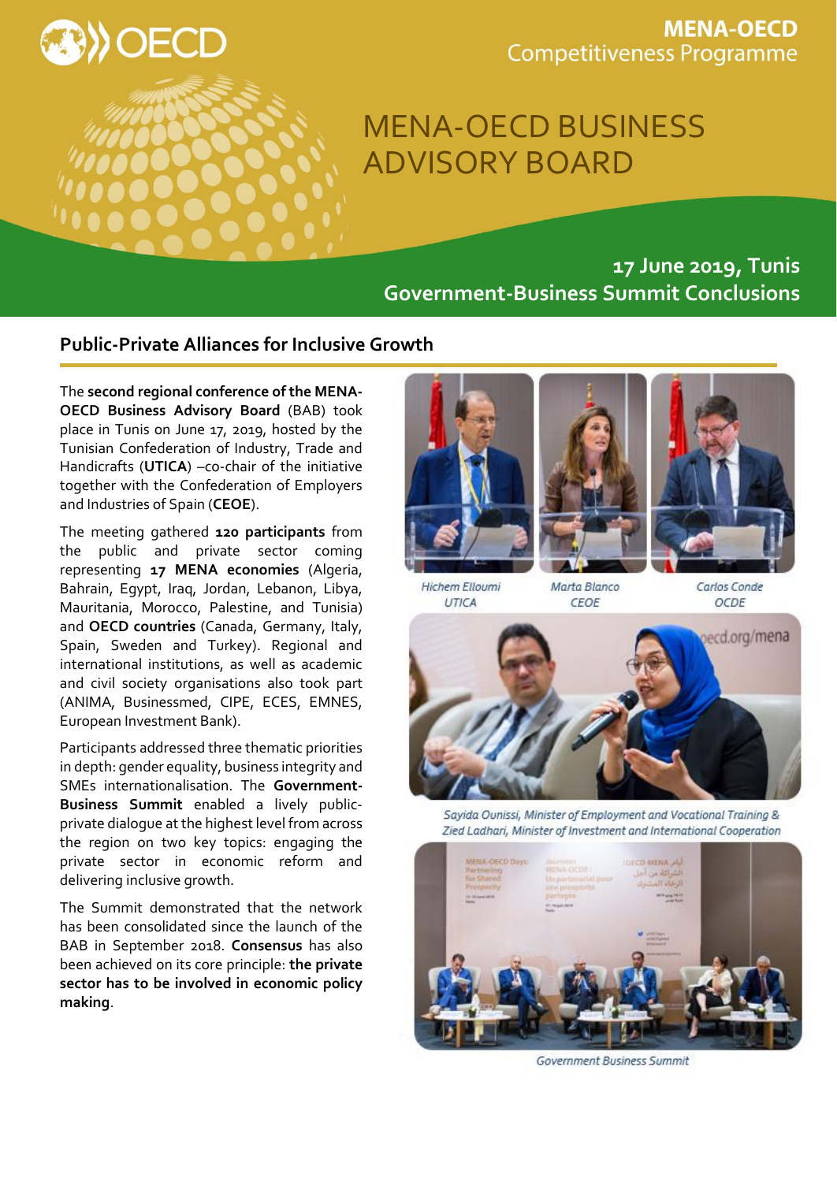MENA-OECD Competitiveness Programme

# MENA-OECD BUSINESS ADVISORY BOARD

## 17 June 2019, Tunis
## Government-Business Summit Conclusions

### Public-Private Alliances for Inclusive Growth

The **second regional conference of the MENA-OECD Business Advisory Board** (BAB) took place in Tunis on June 17, 2019, hosted by the Tunisian Confederation of Industry, Trade and Handicrafts (**UTICA**) –co-chair of the initiative together with the Confederation of Employers and Industries of Spain (**CEOE**).

The meeting gathered **120 participants** from the public and private sector coming representing **17 MENA economies** (Algeria, Bahrain, Egypt, Iraq, Jordan, Lebanon, Libya, Mauritania, Morocco, Palestine, and Tunisia) and **OECD countries** (Canada, Germany, Italy, Spain, Sweden and Turkey). Regional and international institutions, as well as academic and civil society organisations also took part (ANIMA, Businessmed, CIPE, ECES, EMNES, European Investment Bank).

Participants addressed three thematic priorities in depth: gender equality, business integrity and SMEs internationalisation. The **Government-Business Summit** enabled a lively public-private dialogue at the highest level from across the region on two key topics: engaging the private sector in economic reform and delivering inclusive growth.

The Summit demonstrated that the network has been consolidated since the launch of the BAB in September 2018. **Consensus** has also been achieved on its core principle: **the private sector has to be involved in economic policy making**.

*Hichem Elloumi UTICA* — *Marta Blanco CEOE* — *Carlos Conde OCDE*

*Sayida Ounissi, Minister of Employment and Vocational Training & Zied Ladhari, Minister of Investment and International Cooperation*

*Government Business Summit*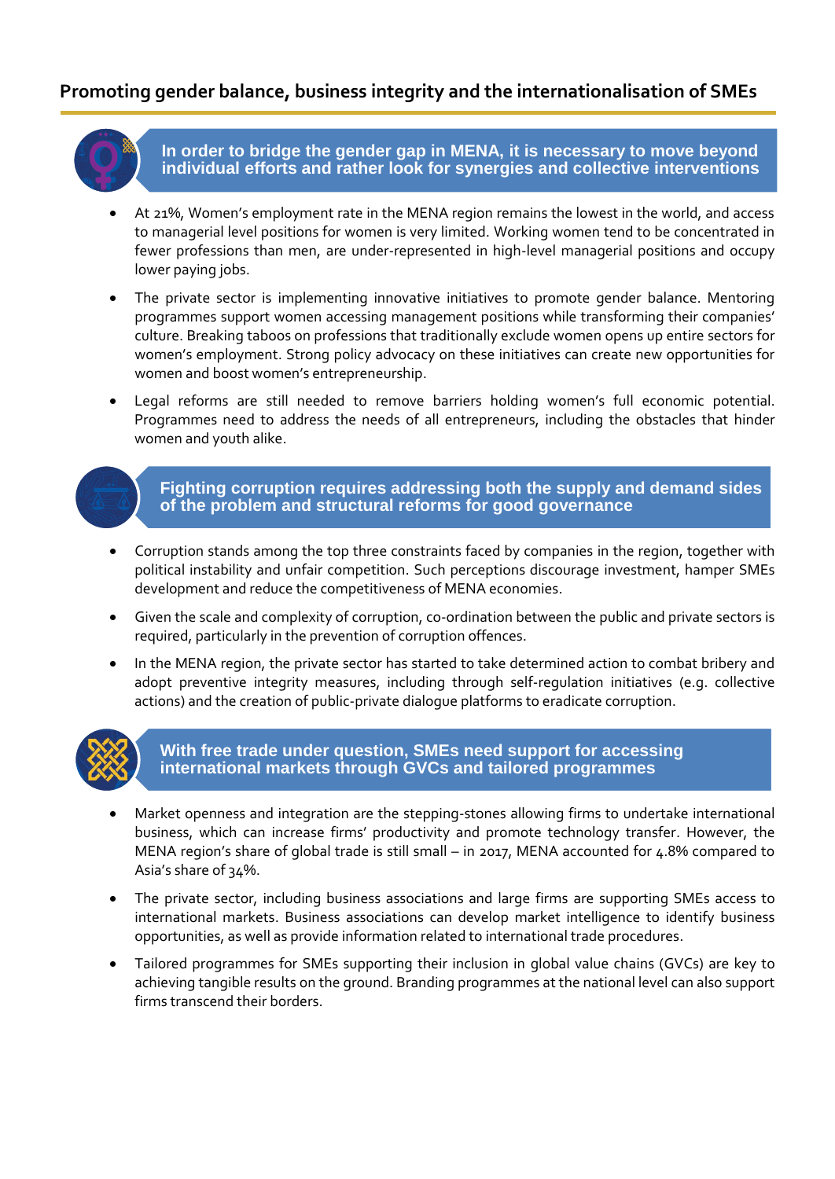## Promoting gender balance, business integrity and the internationalisation of SMEs

### In order to bridge the gender gap in MENA, it is necessary to move beyond individual efforts and rather look for synergies and collective interventions

- At 21%, Women's employment rate in the MENA region remains the lowest in the world, and access to managerial level positions for women is very limited. Working women tend to be concentrated in fewer professions than men, are under-represented in high-level managerial positions and occupy lower paying jobs.
- The private sector is implementing innovative initiatives to promote gender balance. Mentoring programmes support women accessing management positions while transforming their companies' culture. Breaking taboos on professions that traditionally exclude women opens up entire sectors for women's employment. Strong policy advocacy on these initiatives can create new opportunities for women and boost women's entrepreneurship.
- Legal reforms are still needed to remove barriers holding women's full economic potential. Programmes need to address the needs of all entrepreneurs, including the obstacles that hinder women and youth alike.

### Fighting corruption requires addressing both the supply and demand sides of the problem and structural reforms for good governance

- Corruption stands among the top three constraints faced by companies in the region, together with political instability and unfair competition. Such perceptions discourage investment, hamper SMEs development and reduce the competitiveness of MENA economies.
- Given the scale and complexity of corruption, co-ordination between the public and private sectors is required, particularly in the prevention of corruption offences.
- In the MENA region, the private sector has started to take determined action to combat bribery and adopt preventive integrity measures, including through self-regulation initiatives (e.g. collective actions) and the creation of public-private dialogue platforms to eradicate corruption.

### With free trade under question, SMEs need support for accessing international markets through GVCs and tailored programmes

- Market openness and integration are the stepping-stones allowing firms to undertake international business, which can increase firms' productivity and promote technology transfer. However, the MENA region's share of global trade is still small – in 2017, MENA accounted for 4.8% compared to Asia's share of 34%.
- The private sector, including business associations and large firms are supporting SMEs access to international markets. Business associations can develop market intelligence to identify business opportunities, as well as provide information related to international trade procedures.
- Tailored programmes for SMEs supporting their inclusion in global value chains (GVCs) are key to achieving tangible results on the ground. Branding programmes at the national level can also support firms transcend their borders.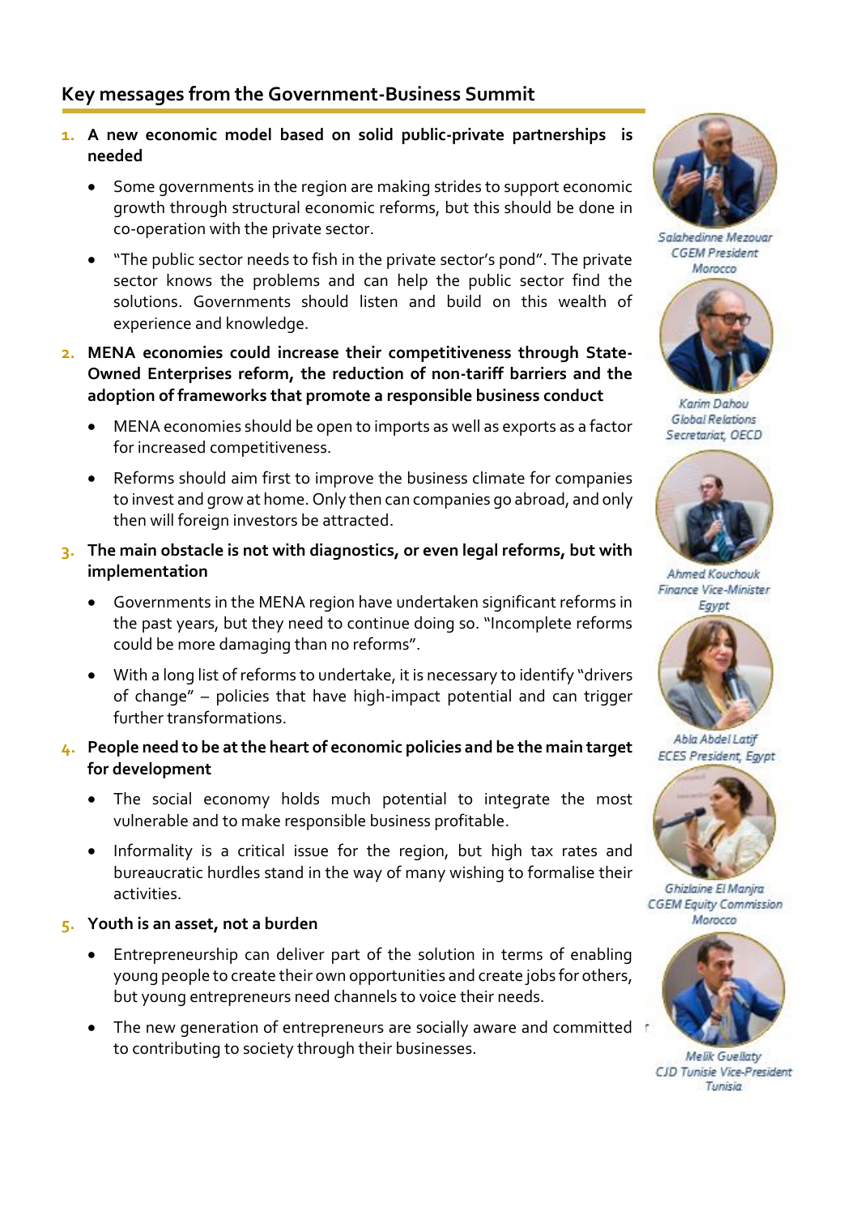## Key messages from the Government-Business Summit

1. **A new economic model based on solid public-private partnerships is needed**
   - Some governments in the region are making strides to support economic growth through structural economic reforms, but this should be done in co-operation with the private sector.
   - "The public sector needs to fish in the private sector's pond". The private sector knows the problems and can help the public sector find the solutions. Governments should listen and build on this wealth of experience and knowledge.

2. **MENA economies could increase their competitiveness through State-Owned Enterprises reform, the reduction of non-tariff barriers and the adoption of frameworks that promote a responsible business conduct**
   - MENA economies should be open to imports as well as exports as a factor for increased competitiveness.
   - Reforms should aim first to improve the business climate for companies to invest and grow at home. Only then can companies go abroad, and only then will foreign investors be attracted.

3. **The main obstacle is not with diagnostics, or even legal reforms, but with implementation**
   - Governments in the MENA region have undertaken significant reforms in the past years, but they need to continue doing so. "Incomplete reforms could be more damaging than no reforms".
   - With a long list of reforms to undertake, it is necessary to identify "drivers of change" – policies that have high-impact potential and can trigger further transformations.

4. **People need to be at the heart of economic policies and be the main target for development**
   - The social economy holds much potential to integrate the most vulnerable and to make responsible business profitable.
   - Informality is a critical issue for the region, but high tax rates and bureaucratic hurdles stand in the way of many wishing to formalise their activities.

5. **Youth is an asset, not a burden**
   - Entrepreneurship can deliver part of the solution in terms of enabling young people to create their own opportunities and create jobs for others, but young entrepreneurs need channels to voice their needs.
   - The new generation of entrepreneurs are socially aware and committed to contributing to society through their businesses.

*Salahedinne Mezouar*
*CGEM President*
*Morocco*

*Karim Dahou*
*Global Relations Secretariat, OECD*

*Ahmed Kouchouk*
*Finance Vice-Minister*
*Egypt*

*Abla Abdel Latif*
*ECES President, Egypt*

*Ghizlaine El Manjra*
*CGEM Equity Commission*
*Morocco*

*Melik Guellaty*
*CJD Tunisie Vice-President*
*Tunisia*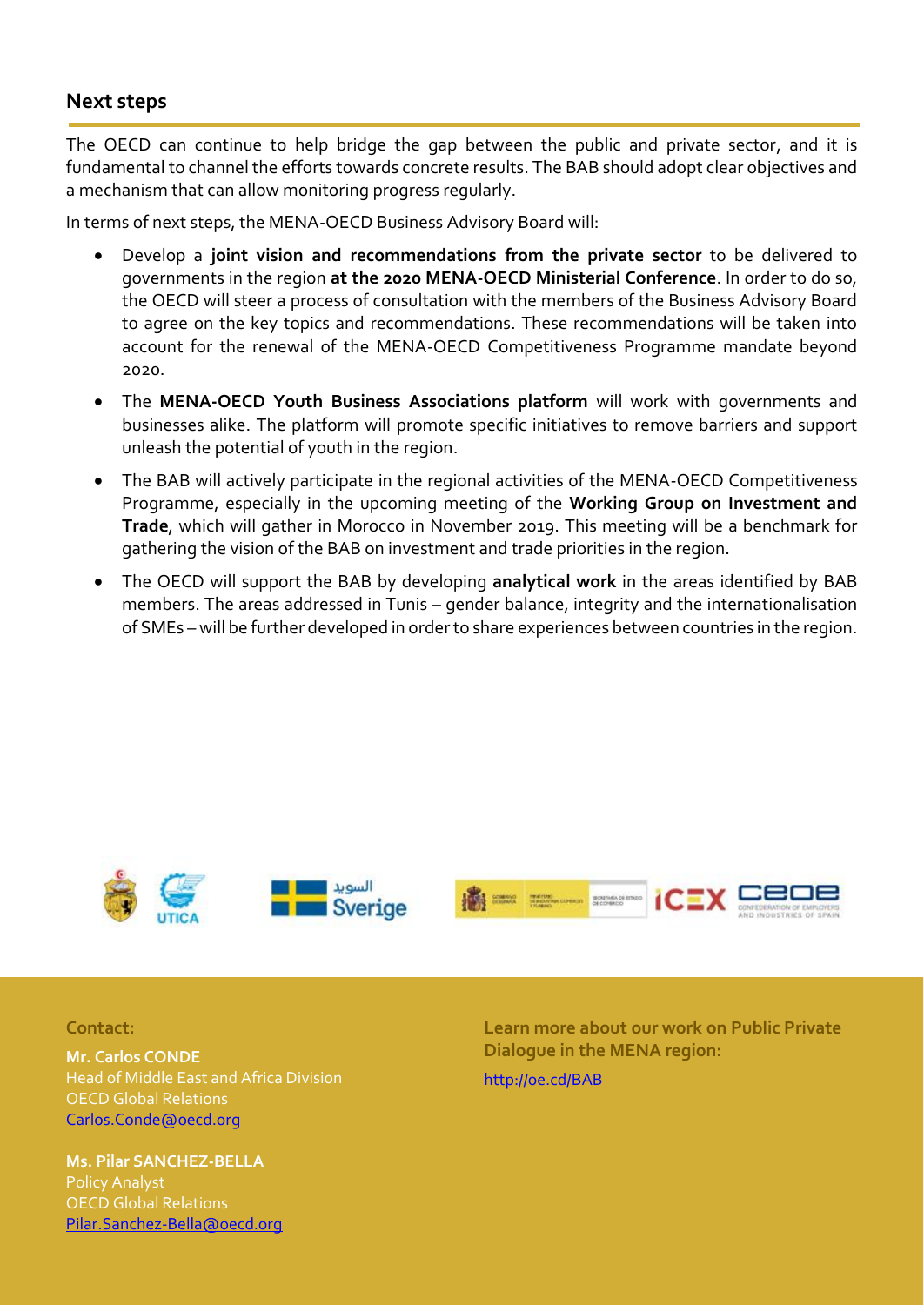## Next steps

The OECD can continue to help bridge the gap between the public and private sector, and it is fundamental to channel the efforts towards concrete results. The BAB should adopt clear objectives and a mechanism that can allow monitoring progress regularly.

In terms of next steps, the MENA-OECD Business Advisory Board will:

- Develop a **joint vision and recommendations from the private sector** to be delivered to governments in the region **at the 2020 MENA-OECD Ministerial Conference**. In order to do so, the OECD will steer a process of consultation with the members of the Business Advisory Board to agree on the key topics and recommendations. These recommendations will be taken into account for the renewal of the MENA-OECD Competitiveness Programme mandate beyond 2020.
- The **MENA-OECD Youth Business Associations platform** will work with governments and businesses alike. The platform will promote specific initiatives to remove barriers and support unleash the potential of youth in the region.
- The BAB will actively participate in the regional activities of the MENA-OECD Competitiveness Programme, especially in the upcoming meeting of the **Working Group on Investment and Trade**, which will gather in Morocco in November 2019. This meeting will be a benchmark for gathering the vision of the BAB on investment and trade priorities in the region.
- The OECD will support the BAB by developing **analytical work** in the areas identified by BAB members. The areas addressed in Tunis – gender balance, integrity and the internationalisation of SMEs – will be further developed in order to share experiences between countries in the region.

UTICA

السويد Sverige

ICEX CEOE CONFEDERATION OF EMPLOYERS AND INDUSTRIES OF SPAIN

**Contact:**

**Mr. Carlos CONDE**
Head of Middle East and Africa Division
OECD Global Relations
Carlos.Conde@oecd.org

**Ms. Pilar SANCHEZ-BELLA**
Policy Analyst
OECD Global Relations
Pilar.Sanchez-Bella@oecd.org

**Learn more about our work on Public Private Dialogue in the MENA region:**

http://oe.cd/BAB